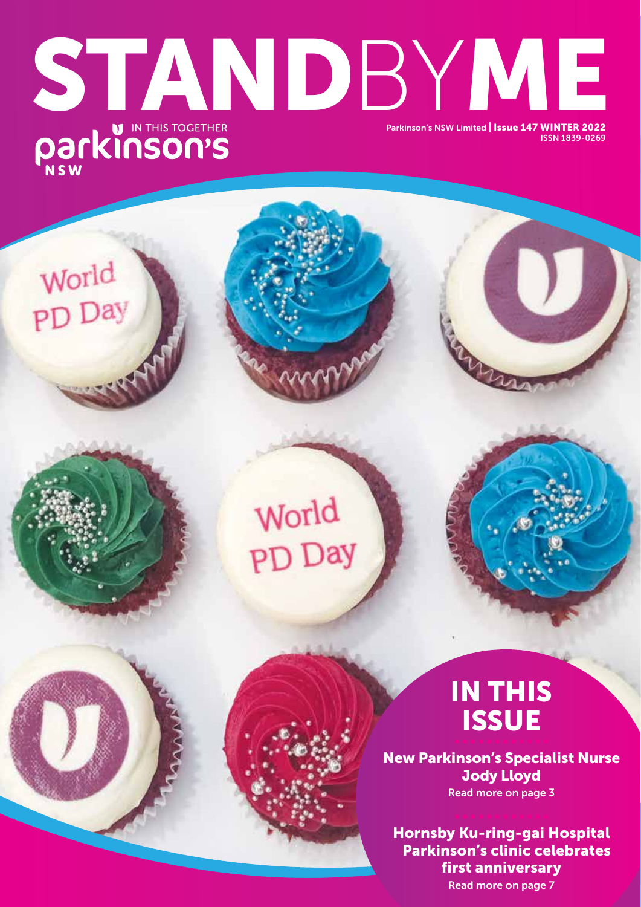# STANDBYME

parkinson's NSW — IN THIS TOGETHER

Parkinson's NSW Limited | **Issue 147 WINTER 2022**
ISSN 1839-0269

World PD Day

World PD Day

## IN THIS ISSUE

**New Parkinson's Specialist Nurse Jody Lloyd**
Read more on page 3

**Hornsby Ku-ring-gai Hospital Parkinson's clinic celebrates first anniversary**
Read more on page 7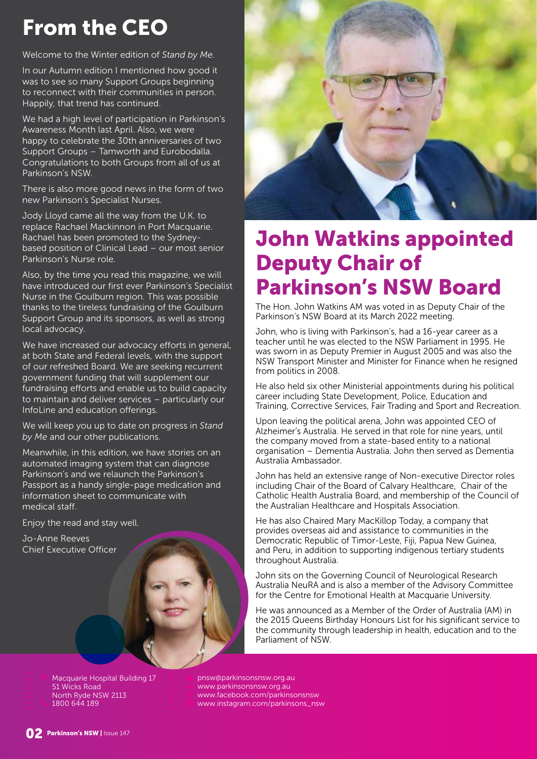# From the CEO

Welcome to the Winter edition of *Stand by Me*.

In our Autumn edition I mentioned how good it was to see so many Support Groups beginning to reconnect with their communities in person. Happily, that trend has continued.

We had a high level of participation in Parkinson's Awareness Month last April. Also, we were happy to celebrate the 30th anniversaries of two Support Groups – Tamworth and Eurobodalla. Congratulations to both Groups from all of us at Parkinson's NSW.

There is also more good news in the form of two new Parkinson's Specialist Nurses.

Jody Lloyd came all the way from the U.K. to replace Rachael Mackinnon in Port Macquarie. Rachael has been promoted to the Sydney-based position of Clinical Lead – our most senior Parkinson's Nurse role.

Also, by the time you read this magazine, we will have introduced our first ever Parkinson's Specialist Nurse in the Goulburn region. This was possible thanks to the tireless fundraising of the Goulburn Support Group and its sponsors, as well as strong local advocacy.

We have increased our advocacy efforts in general, at both State and Federal levels, with the support of our refreshed Board. We are seeking recurrent government funding that will supplement our fundraising efforts and enable us to build capacity to maintain and deliver services – particularly our InfoLine and education offerings.

We will keep you up to date on progress in *Stand by Me* and our other publications.

Meanwhile, in this edition, we have stories on an automated imaging system that can diagnose Parkinson's and we relaunch the Parkinson's Passport as a handy single-page medication and information sheet to communicate with medical staff.

Enjoy the read and stay well.

Jo-Anne Reeves
Chief Executive Officer

# John Watkins appointed Deputy Chair of Parkinson's NSW Board

The Hon. John Watkins AM was voted in as Deputy Chair of the Parkinson's NSW Board at its March 2022 meeting.

John, who is living with Parkinson's, had a 16-year career as a teacher until he was elected to the NSW Parliament in 1995. He was sworn in as Deputy Premier in August 2005 and was also the NSW Transport Minister and Minister for Finance when he resigned from politics in 2008.

He also held six other Ministerial appointments during his political career including State Development, Police, Education and Training, Corrective Services, Fair Trading and Sport and Recreation.

Upon leaving the political arena, John was appointed CEO of Alzheimer's Australia. He served in that role for nine years, until the company moved from a state-based entity to a national organisation – Dementia Australia. John then served as Dementia Australia Ambassador.

John has held an extensive range of Non-executive Director roles including Chair of the Board of Calvary Healthcare, Chair of the Catholic Health Australia Board, and membership of the Council of the Australian Healthcare and Hospitals Association.

He has also Chaired Mary MacKillop Today, a company that provides overseas aid and assistance to communities in the Democratic Republic of Timor-Leste, Fiji, Papua New Guinea, and Peru, in addition to supporting indigenous tertiary students throughout Australia.

John sits on the Governing Council of Neurological Research Australia NeuRA and is also a member of the Advisory Committee for the Centre for Emotional Health at Macquarie University.

He was announced as a Member of the Order of Australia (AM) in the 2015 Queens Birthday Honours List for his significant service to the community through leadership in health, education and to the Parliament of NSW.

Macquarie Hospital Building 17
51 Wicks Road
North Ryde NSW 2113
1800 644 189

pnsw@parkinsonsnsw.org.au
www.parkinsonsnsw.org.au
www.facebook.com/parkinsonsnsw
www.instagram.com/parkinsons_nsw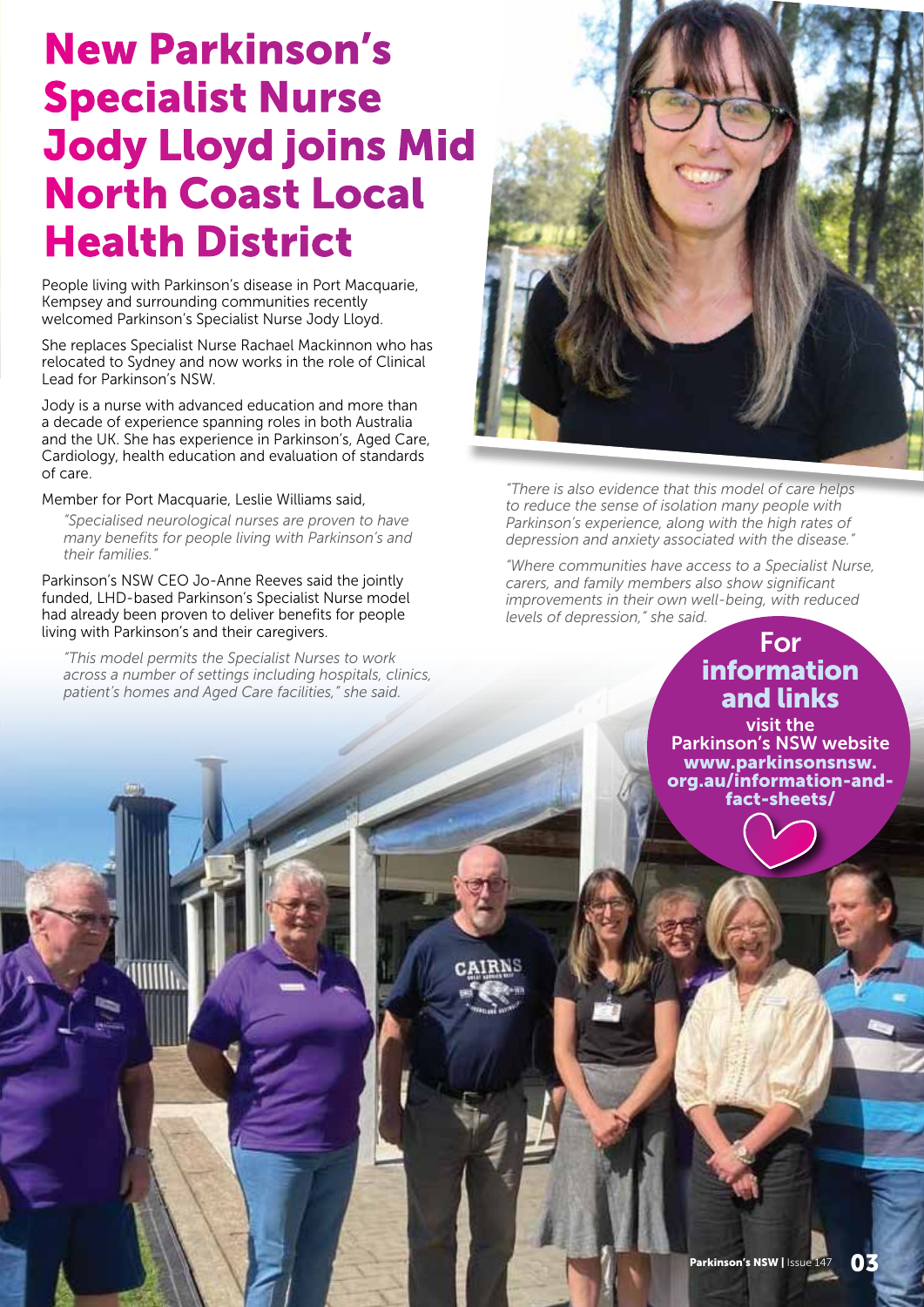# New Parkinson's Specialist Nurse Jody Lloyd joins Mid North Coast Local Health District

People living with Parkinson's disease in Port Macquarie, Kempsey and surrounding communities recently welcomed Parkinson's Specialist Nurse Jody Lloyd.

She replaces Specialist Nurse Rachael Mackinnon who has relocated to Sydney and now works in the role of Clinical Lead for Parkinson's NSW.

Jody is a nurse with advanced education and more than a decade of experience spanning roles in both Australia and the UK. She has experience in Parkinson's, Aged Care, Cardiology, health education and evaluation of standards of care.

Member for Port Macquarie, Leslie Williams said,

> *"Specialised neurological nurses are proven to have many benefits for people living with Parkinson's and their families."*

Parkinson's NSW CEO Jo-Anne Reeves said the jointly funded, LHD-based Parkinson's Specialist Nurse model had already been proven to deliver benefits for people living with Parkinson's and their caregivers.

> *"This model permits the Specialist Nurses to work across a number of settings including hospitals, clinics, patient's homes and Aged Care facilities," she said.*

*"There is also evidence that this model of care helps to reduce the sense of isolation many people with Parkinson's experience, along with the high rates of depression and anxiety associated with the disease."*

*"Where communities have access to a Specialist Nurse, carers, and family members also show significant improvements in their own well-being, with reduced levels of depression," she said.*

**For information and links** visit the Parkinson's NSW website **www.parkinsonsnsw.org.au/information-and-fact-sheets/**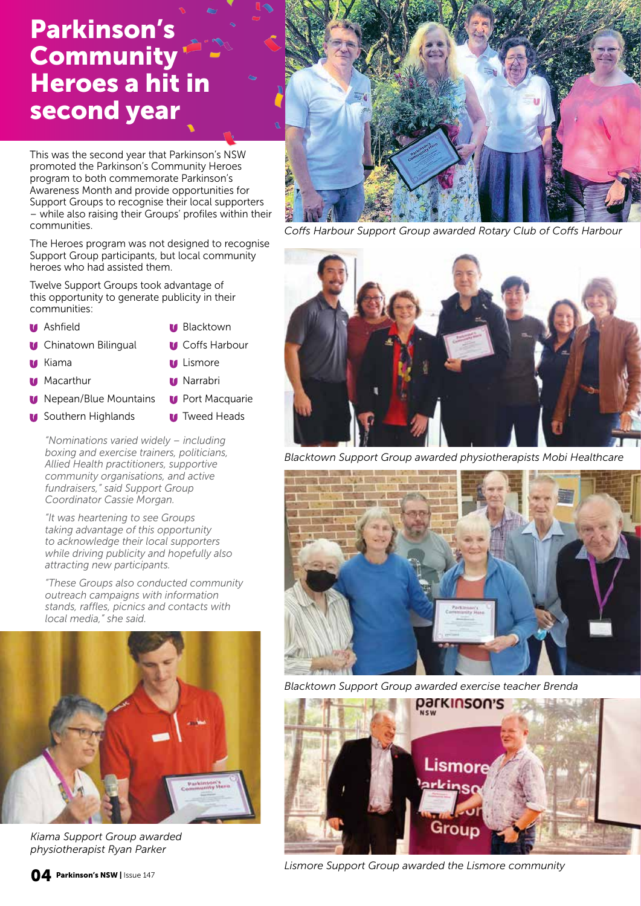# Parkinson's Community Heroes a hit in second year

This was the second year that Parkinson's NSW promoted the Parkinson's Community Heroes program to both commemorate Parkinson's Awareness Month and provide opportunities for Support Groups to recognise their local supporters – while also raising their Groups' profiles within their communities.

The Heroes program was not designed to recognise Support Group participants, but local community heroes who had assisted them.

Twelve Support Groups took advantage of this opportunity to generate publicity in their communities:

- Ashfield
- Blacktown
- Chinatown Bilingual
- Coffs Harbour
- Kiama
- Lismore
- Macarthur
- Narrabri
- Nepean/Blue Mountains
- Port Macquarie
- Southern Highlands
- Tweed Heads

*"Nominations varied widely – including boxing and exercise trainers, politicians, Allied Health practitioners, supportive community organisations, and active fundraisers," said Support Group Coordinator Cassie Morgan.*

*"It was heartening to see Groups taking advantage of this opportunity to acknowledge their local supporters while driving publicity and hopefully also attracting new participants.*

*"These Groups also conducted community outreach campaigns with information stands, raffles, picnics and contacts with local media," she said.*

*Kiama Support Group awarded physiotherapist Ryan Parker*

*Coffs Harbour Support Group awarded Rotary Club of Coffs Harbour*

*Blacktown Support Group awarded physiotherapists Mobi Healthcare*

*Blacktown Support Group awarded exercise teacher Brenda*

*Lismore Support Group awarded the Lismore community*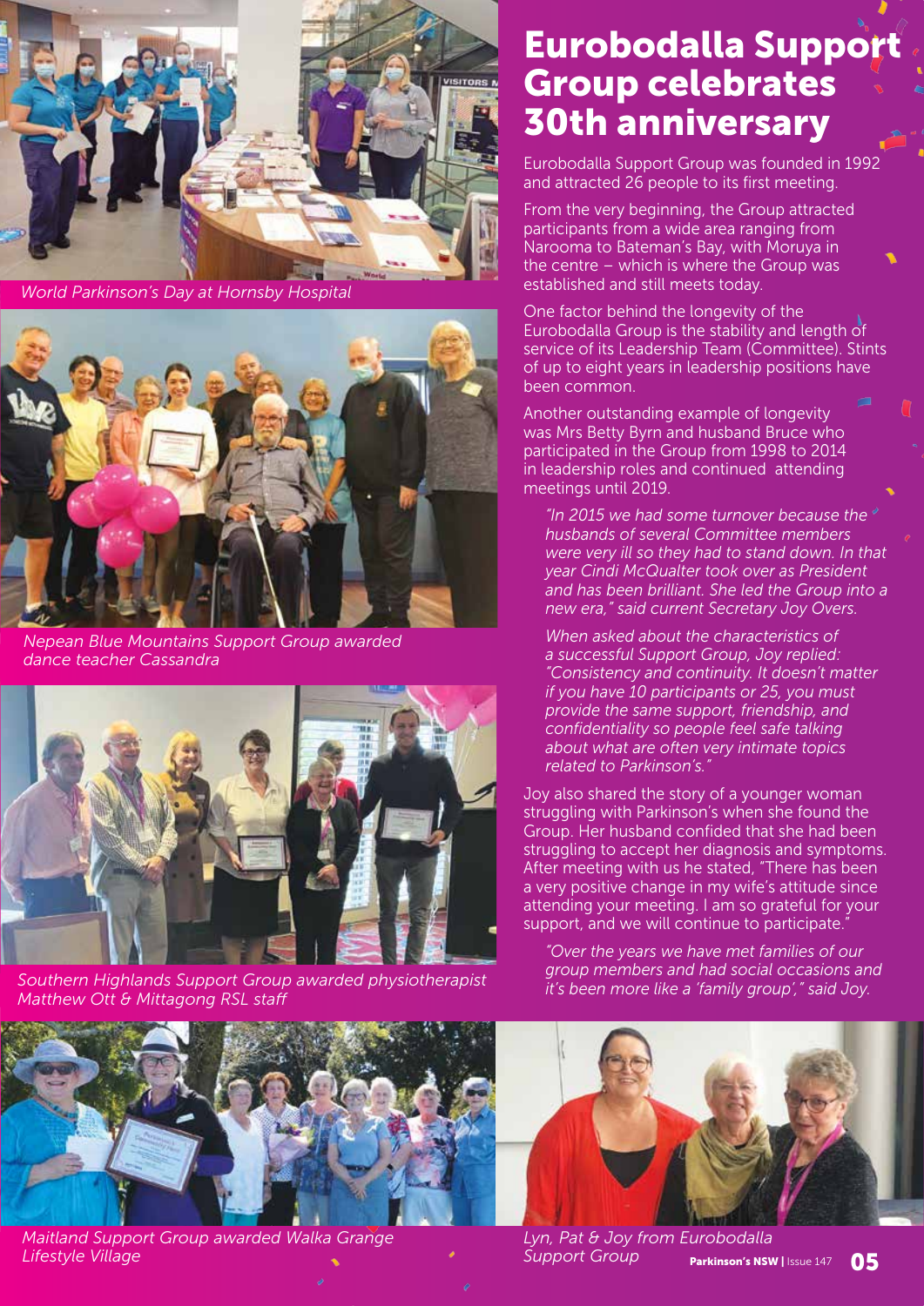*World Parkinson's Day at Hornsby Hospital*

*Nepean Blue Mountains Support Group awarded dance teacher Cassandra*

*Southern Highlands Support Group awarded physiotherapist Matthew Ott & Mittagong RSL staff*

# Eurobodalla Support Group celebrates 30th anniversary

Eurobodalla Support Group was founded in 1992 and attracted 26 people to its first meeting.

From the very beginning, the Group attracted participants from a wide area ranging from Narooma to Bateman's Bay, with Moruya in the centre – which is where the Group was established and still meets today.

One factor behind the longevity of the Eurobodalla Group is the stability and length of service of its Leadership Team (Committee). Stints of up to eight years in leadership positions have been common.

Another outstanding example of longevity was Mrs Betty Byrn and husband Bruce who participated in the Group from 1998 to 2014 in leadership roles and continued attending meetings until 2019.

*"In 2015 we had some turnover because the husbands of several Committee members were very ill so they had to stand down. In that year Cindi McQualter took over as President and has been brilliant. She led the Group into a new era," said current Secretary Joy Overs.*

*When asked about the characteristics of a successful Support Group, Joy replied: "Consistency and continuity. It doesn't matter if you have 10 participants or 25, you must provide the same support, friendship, and confidentiality so people feel safe talking about what are often very intimate topics related to Parkinson's."*

Joy also shared the story of a younger woman struggling with Parkinson's when she found the Group. Her husband confided that she had been struggling to accept her diagnosis and symptoms. After meeting with us he stated, "There has been a very positive change in my wife's attitude since attending your meeting. I am so grateful for your support, and we will continue to participate."

*"Over the years we have met families of our group members and had social occasions and it's been more like a 'family group'," said Joy.*

*Maitland Support Group awarded Walka Grange Lifestyle Village*

*Lyn, Pat & Joy from Eurobodalla Support Group*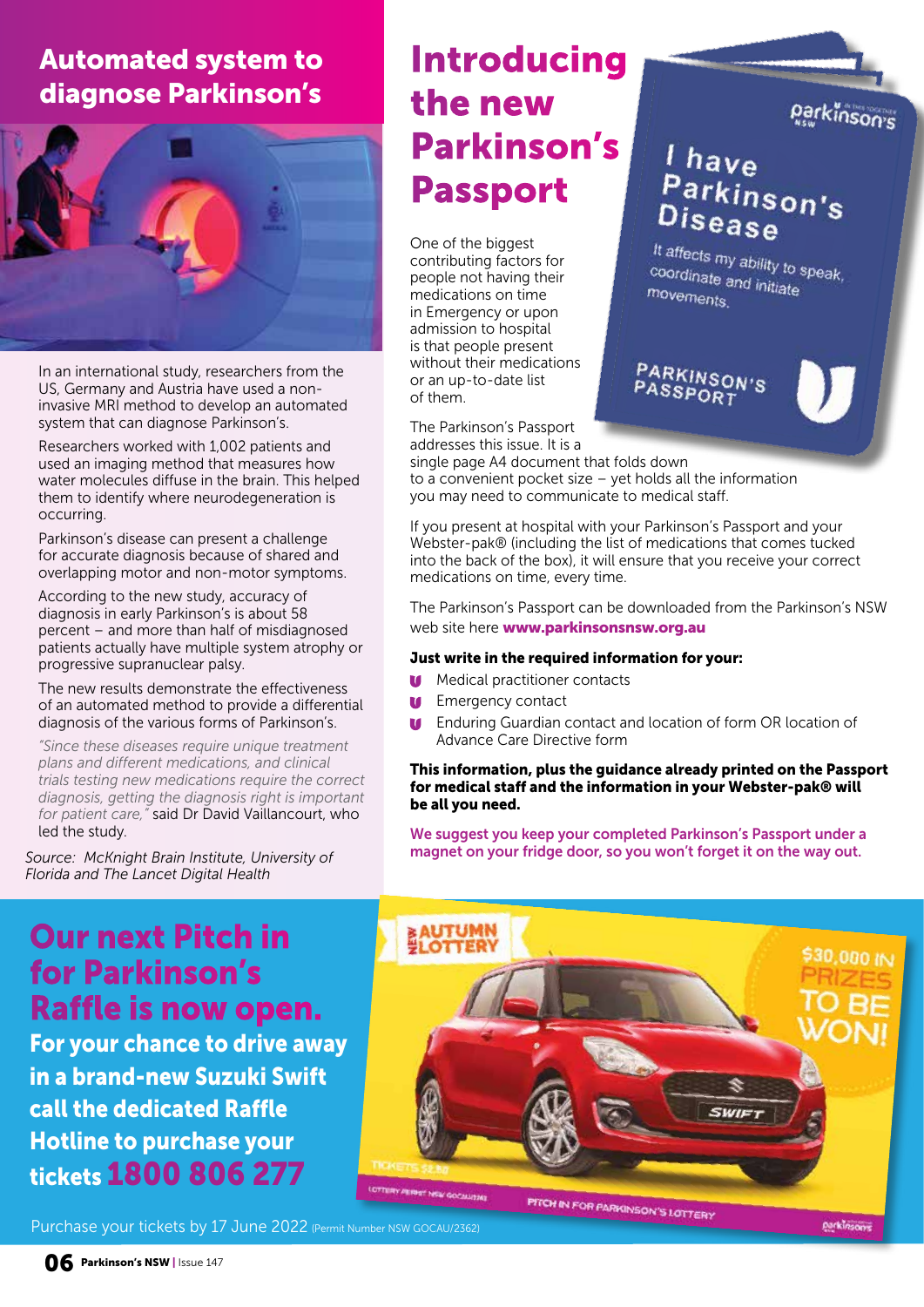## Automated system to diagnose Parkinson's

In an international study, researchers from the US, Germany and Austria have used a non-invasive MRI method to develop an automated system that can diagnose Parkinson's.

Researchers worked with 1,002 patients and used an imaging method that measures how water molecules diffuse in the brain. This helped them to identify where neurodegeneration is occurring.

Parkinson's disease can present a challenge for accurate diagnosis because of shared and overlapping motor and non-motor symptoms.

According to the new study, accuracy of diagnosis in early Parkinson's is about 58 percent – and more than half of misdiagnosed patients actually have multiple system atrophy or progressive supranuclear palsy.

The new results demonstrate the effectiveness of an automated method to provide a differential diagnosis of the various forms of Parkinson's.

*"Since these diseases require unique treatment plans and different medications, and clinical trials testing new medications require the correct diagnosis, getting the diagnosis right is important for patient care,"* said Dr David Vaillancourt, who led the study.

*Source: McKnight Brain Institute, University of Florida and The Lancet Digital Health*

## Introducing the new Parkinson's Passport

One of the biggest contributing factors for people not having their medications on time in Emergency or upon admission to hospital is that people present without their medications or an up-to-date list of them.

I have Parkinson's Disease

It affects my ability to speak, coordinate and initiate movements.

PARKINSON'S PASSPORT

The Parkinson's Passport addresses this issue. It is a single page A4 document that folds down to a convenient pocket size – yet holds all the information you may need to communicate to medical staff.

If you present at hospital with your Parkinson's Passport and your Webster-pak® (including the list of medications that comes tucked into the back of the box), it will ensure that you receive your correct medications on time, every time.

The Parkinson's Passport can be downloaded from the Parkinson's NSW web site here **www.parkinsonsnsw.org.au**

**Just write in the required information for your:**

- Medical practitioner contacts
- Emergency contact
- Enduring Guardian contact and location of form OR location of Advance Care Directive form

**This information, plus the guidance already printed on the Passport for medical staff and the information in your Webster-pak® will be all you need.**

We suggest you keep your completed Parkinson's Passport under a magnet on your fridge door, so you won't forget it on the way out.

## Our next Pitch in for Parkinson's Raffle is now open.

**For your chance to drive away in a brand-new Suzuki Swift call the dedicated Raffle Hotline to purchase your tickets 1800 806 277**

NEW AUTUMN LOTTERY

$30,000 IN PRIZES TO BE WON!

PITCH IN FOR PARKINSON'S LOTTERY

Purchase your tickets by 17 June 2022 (Permit Number NSW GOCAU/2362)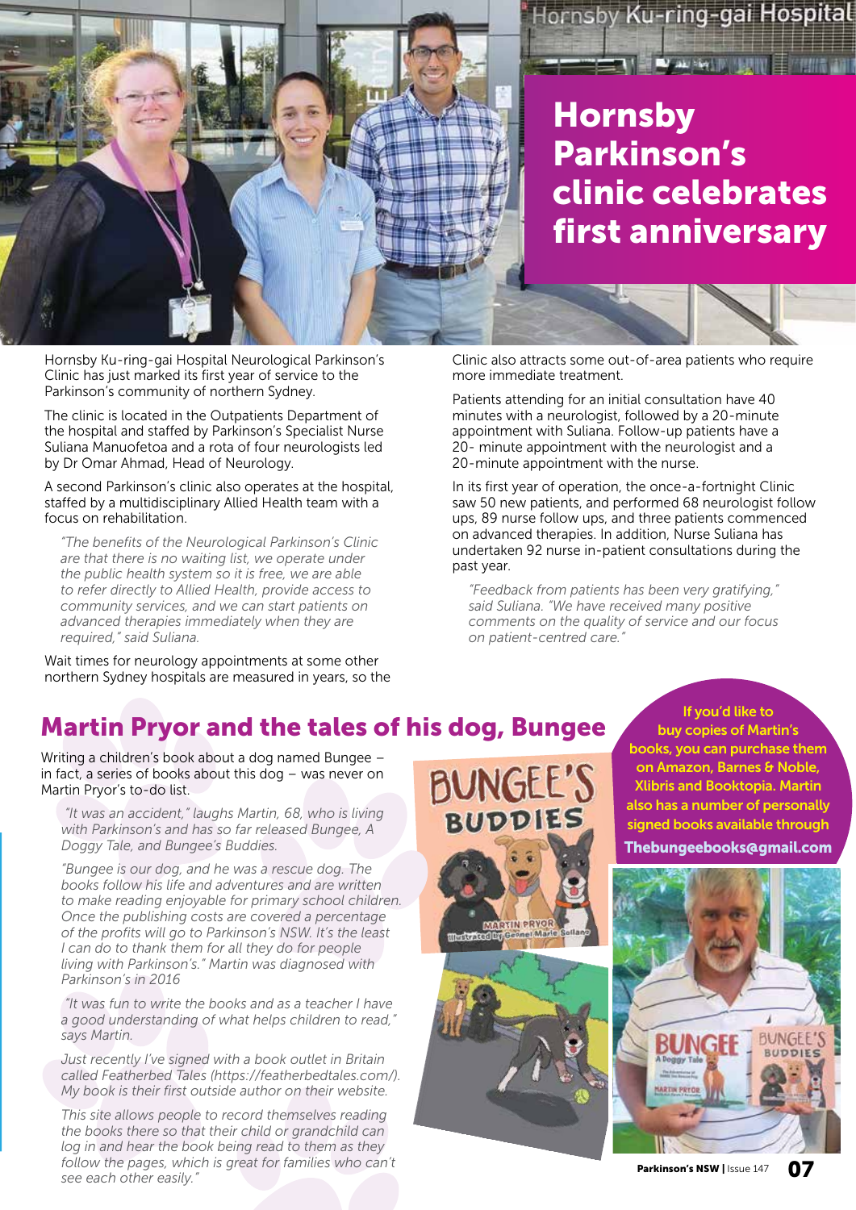# Hornsby Parkinson's clinic celebrates first anniversary

Hornsby Ku-ring-gai Hospital Neurological Parkinson's Clinic has just marked its first year of service to the Parkinson's community of northern Sydney.

The clinic is located in the Outpatients Department of the hospital and staffed by Parkinson's Specialist Nurse Suliana Manuofetoa and a rota of four neurologists led by Dr Omar Ahmad, Head of Neurology.

A second Parkinson's clinic also operates at the hospital, staffed by a multidisciplinary Allied Health team with a focus on rehabilitation.

*"The benefits of the Neurological Parkinson's Clinic are that there is no waiting list, we operate under the public health system so it is free, we are able to refer directly to Allied Health, provide access to community services, and we can start patients on advanced therapies immediately when they are required," said Suliana.*

Wait times for neurology appointments at some other northern Sydney hospitals are measured in years, so the Clinic also attracts some out-of-area patients who require more immediate treatment.

Patients attending for an initial consultation have 40 minutes with a neurologist, followed by a 20-minute appointment with Suliana. Follow-up patients have a 20- minute appointment with the neurologist and a 20-minute appointment with the nurse.

In its first year of operation, the once-a-fortnight Clinic saw 50 new patients, and performed 68 neurologist follow ups, 89 nurse follow ups, and three patients commenced on advanced therapies. In addition, Nurse Suliana has undertaken 92 nurse in-patient consultations during the past year.

*"Feedback from patients has been very gratifying," said Suliana. "We have received many positive comments on the quality of service and our focus on patient-centred care."*

## Martin Pryor and the tales of his dog, Bungee

Writing a children's book about a dog named Bungee – in fact, a series of books about this dog – was never on Martin Pryor's to-do list.

*"It was an accident," laughs Martin, 68, who is living with Parkinson's and has so far released Bungee, A Doggy Tale, and Bungee's Buddies.*

*"Bungee is our dog, and he was a rescue dog. The books follow his life and adventures and are written to make reading enjoyable for primary school children. Once the publishing costs are covered a percentage of the profits will go to Parkinson's NSW. It's the least I can do to thank them for all they do for people living with Parkinson's." Martin was diagnosed with Parkinson's in 2016*

*"It was fun to write the books and as a teacher I have a good understanding of what helps children to read," says Martin.*

*Just recently I've signed with a book outlet in Britain called Featherbed Tales (https://featherbedtales.com/). My book is their first outside author on their website.*

*This site allows people to record themselves reading the books there so that their child or grandchild can log in and hear the book being read to them as they follow the pages, which is great for families who can't see each other easily."*

**If you'd like to buy copies of Martin's books, you can purchase them on Amazon, Barnes & Noble, Xlibris and Booktopia. Martin also has a number of personally signed books available through Thebungeebooks@gmail.com**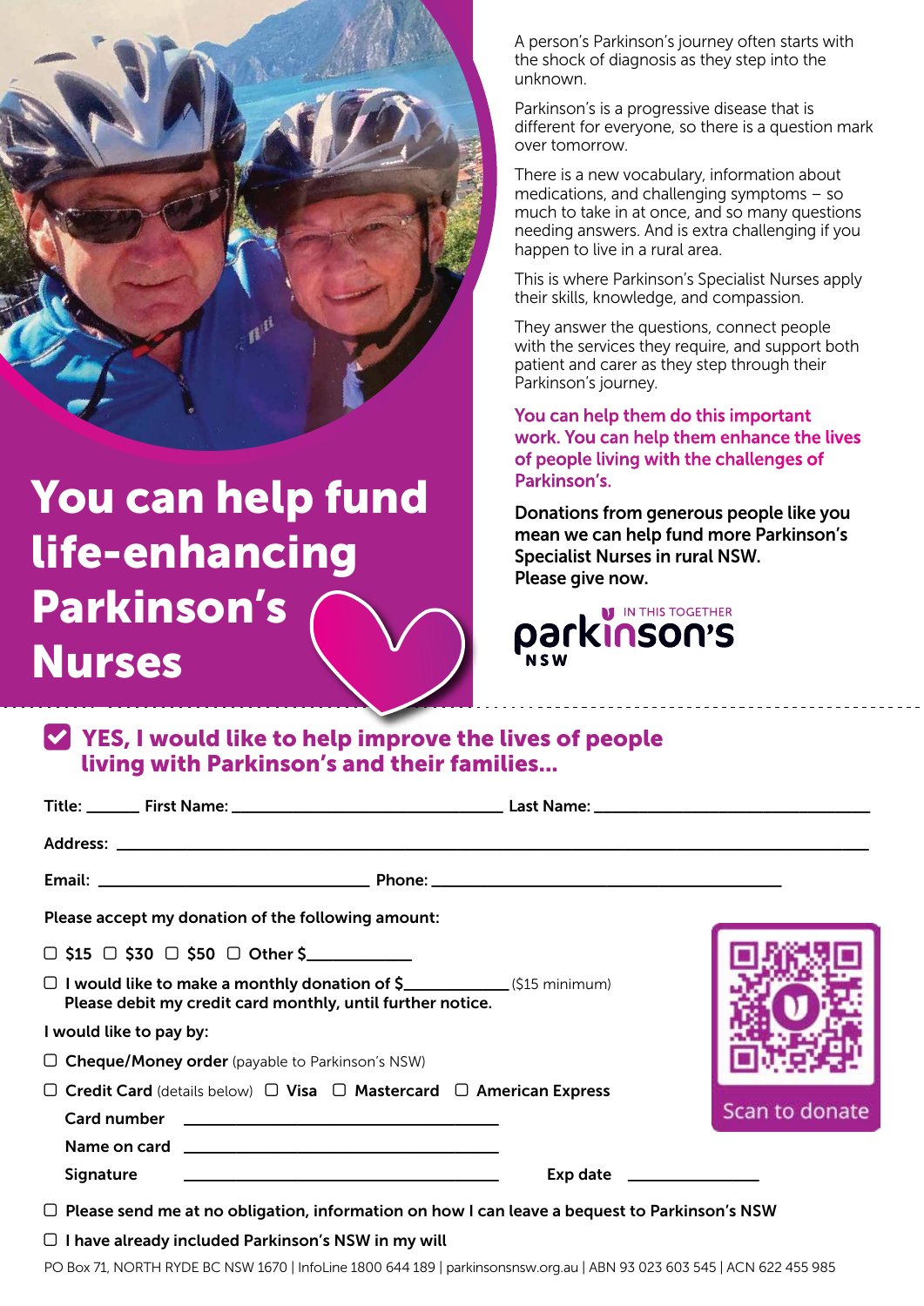# You can help fund life-enhancing Parkinson's Nurses

A person's Parkinson's journey often starts with the shock of diagnosis as they step into the unknown.

Parkinson's is a progressive disease that is different for everyone, so there is a question mark over tomorrow.

There is a new vocabulary, information about medications, and challenging symptoms – so much to take in at once, and so many questions needing answers. And is extra challenging if you happen to live in a rural area.

This is where Parkinson's Specialist Nurses apply their skills, knowledge, and compassion.

They answer the questions, connect people with the services they require, and support both patient and carer as they step through their Parkinson's journey.

**You can help them do this important work. You can help them enhance the lives of people living with the challenges of Parkinson's.**

**Donations from generous people like you mean we can help fund more Parkinson's Specialist Nurses in rural NSW. Please give now.**

IN THIS TOGETHER
parkinson's NSW

## YES, I would like to help improve the lives of people living with Parkinson's and their families...

**Title:** ______ **First Name:** ______________________________ **Last Name:** ______________________________

**Address:** ____________________________________________________________________________

**Email:** ______________________________ **Phone:** ______________________________

**Please accept my donation of the following amount:**

☐ **$15** ☐ **$30** ☐ **$50** ☐ **Other $**__________

☐ **I would like to make a monthly donation of $**__________ ($15 minimum)
**Please debit my credit card monthly, until further notice.**

**I would like to pay by:**

☐ **Cheque/Money order** (payable to Parkinson's NSW)

☐ **Credit Card** (details below) ☐ **Visa** ☐ **Mastercard** ☐ **American Express**

**Card number** ______________________________

**Name on card** ______________________________

**Signature** ______________________________ **Exp date** ______________

Scan to donate

☐ **Please send me at no obligation, information on how I can leave a bequest to Parkinson's NSW**

☐ **I have already included Parkinson's NSW in my will**

PO Box 71, NORTH RYDE BC NSW 1670 | InfoLine 1800 644 189 | parkinsonsnsw.org.au | ABN 93 023 603 545 | ACN 622 455 985